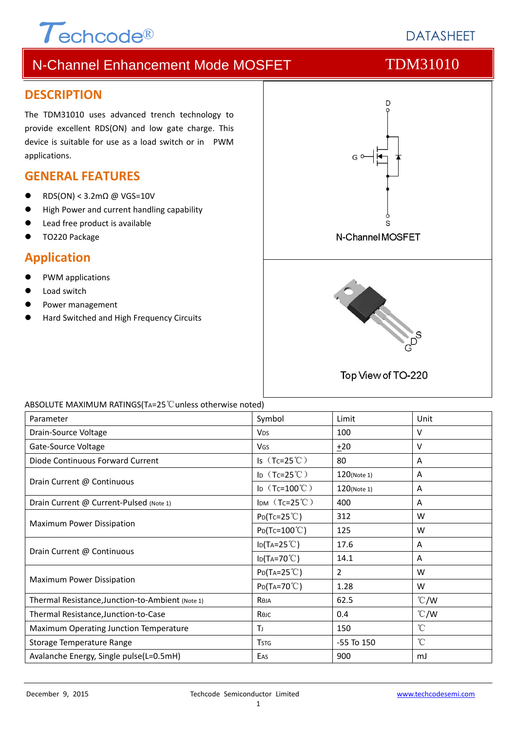Techcode® DATASHEET

# N-Channel Enhancement Mode MOSFET TDM31010

## DESCRIPTION

The TDM31010 uses advanced trench technology to provide excellent RDS(ON) and low gate charge. This device is suitable for use as a load switch or in PWM applications.

## GENERAL FEATURES

- RDS(ON) < 3.2mΩ @ VGS=10V
- High Power and current handling capability
- Lead free product is available
- TO220 Package

## Application

- PWM applications
- Load switch
- Power management
- Hard Switched and High Frequency Circuits

N-Channel MOSFET

Top View of TO-220

ABSOLUTE MAXIMUM RATINGS($T_A$=25℃unless otherwise noted)

| Parameter | Symbol | Limit | Unit |
|---|---|---|---|
| Drain-Source Voltage | $V_{DS}$ | 100 | V |
| Gate-Source Voltage | $V_{GS}$ | ±20 | V |
| Diode Continuous Forward Current | $I_S$（$T_C$=25℃） | 80 | A |
| Drain Current @ Continuous | $I_D$（$T_C$=25℃） | 120(Note 1) | A |
| | $I_D$（$T_C$=100℃） | 120(Note 1) | A |
| Drain Current @ Current-Pulsed (Note 1) | $I_{DM}$（$T_C$=25℃） | 400 | A |
| Maximum Power Dissipation | $P_D$($T_C$=25℃) | 312 | W |
| | $P_D$($T_C$=100℃) | 125 | W |
| Drain Current @ Continuous | $I_D$($T_A$=25℃) | 17.6 | A |
| | $I_D$($T_A$=70℃) | 14.1 | A |
| Maximum Power Dissipation | $P_D$($T_A$=25℃) | 2 | W |
| | $P_D$($T_A$=70℃) | 1.28 | W |
| Thermal Resistance,Junction-to-Ambient (Note 1) | $R_{\theta JA}$ | 62.5 | ℃/W |
| Thermal Resistance,Junction-to-Case | $R_{\theta JC}$ | 0.4 | ℃/W |
| Maximum Operating Junction Temperature | $T_J$ | 150 | ℃ |
| Storage Temperature Range | $T_{STG}$ | -55 To 150 | ℃ |
| Avalanche Energy, Single pulse(L=0.5mH) | $E_{AS}$ | 900 | mJ |

December 9, 2015 Techcode Semiconductor Limited www.techcodesemi.com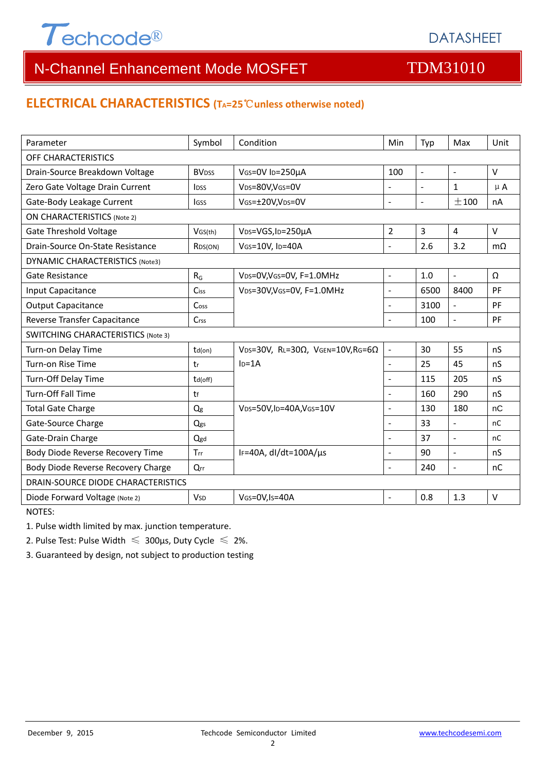## ELECTRICAL CHARACTERISTICS ($T_A$=25℃unless otherwise noted)

| Parameter | Symbol | Condition | Min | Typ | Max | Unit |
|---|---|---|---|---|---|---|
| OFF CHARACTERISTICS | | | | | | |
| Drain-Source Breakdown Voltage | $BV_{DSS}$ | $V_{GS}$=0V $I_D$=250μA | 100 | - | - | V |
| Zero Gate Voltage Drain Current | $I_{DSS}$ | $V_{DS}$=80V,$V_{GS}$=0V | - | - | 1 | μA |
| Gate-Body Leakage Current | $I_{GSS}$ | $V_{GS}$=±20V,$V_{DS}$=0V | - | - | ±100 | nA |
| ON CHARACTERISTICS (Note 2) | | | | | | |
| Gate Threshold Voltage | $V_{GS(th)}$ | $V_{DS}$=VGS,$I_D$=250μA | 2 | 3 | 4 | V |
| Drain-Source On-State Resistance | $R_{DS(ON)}$ | $V_{GS}$=10V, $I_D$=40A | - | 2.6 | 3.2 | mΩ |
| DYNAMIC CHARACTERISTICS (Note3) | | | | | | |
| Gate Resistance | $R_G$ | $V_{DS}$=0V,$V_{GS}$=0V, F=1.0MHz | - | 1.0 | - | Ω |
| Input Capacitance | $C_{iss}$ | $V_{DS}$=30V,$V_{GS}$=0V, F=1.0MHz | - | 6500 | 8400 | PF |
| Output Capacitance | $C_{oss}$ | | - | 3100 | - | PF |
| Reverse Transfer Capacitance | $C_{rss}$ | | - | 100 | - | PF |
| SWITCHING CHARACTERISTICS (Note 3) | | | | | | |
| Turn-on Delay Time | $t_{d(on)}$ | $V_{DS}$=30V, $R_L$=30Ω, $V_{GEN}$=10V,$R_G$=6Ω $I_D$=1A | - | 30 | 55 | nS |
| Turn-on Rise Time | $t_r$ | | - | 25 | 45 | nS |
| Turn-Off Delay Time | $t_{d(off)}$ | | - | 115 | 205 | nS |
| Turn-Off Fall Time | $t_f$ | | - | 160 | 290 | nS |
| Total Gate Charge | $Q_g$ | $V_{DS}$=50V,$I_D$=40A,$V_{GS}$=10V | - | 130 | 180 | nC |
| Gate-Source Charge | $Q_{gs}$ | | - | 33 | - | nC |
| Gate-Drain Charge | $Q_{gd}$ | | - | 37 | - | nC |
| Body Diode Reverse Recovery Time | $T_{rr}$ | $I_F$=40A, dI/dt=100A/µs | - | 90 | - | nS |
| Body Diode Reverse Recovery Charge | $Q_{rr}$ | | - | 240 | - | nC |
| DRAIN-SOURCE DIODE CHARACTERISTICS | | | | | | |
| Diode Forward Voltage (Note 2) | $V_{SD}$ | $V_{GS}$=0V,$I_S$=40A | - | 0.8 | 1.3 | V |

NOTES:

1. Pulse width limited by max. junction temperature.
2. Pulse Test: Pulse Width ≤ 300µs, Duty Cycle ≤ 2%.
3. Guaranteed by design, not subject to production testing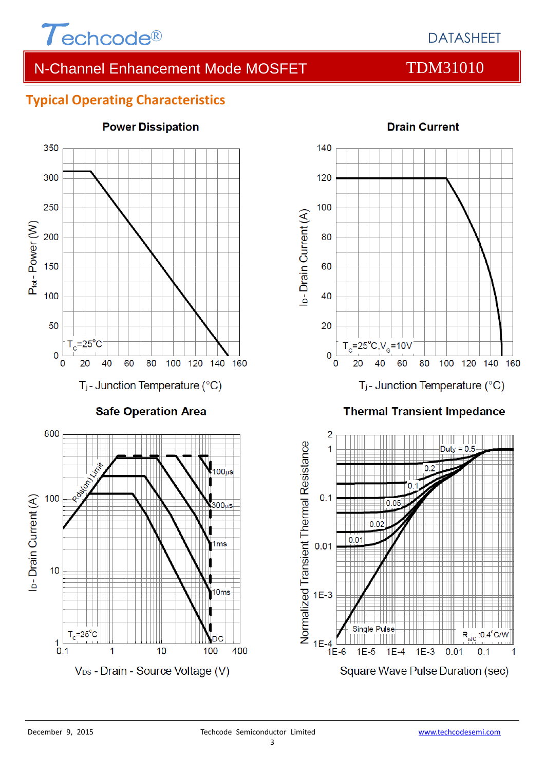## Typical Operating Characteristics

### Power Dissipation

$P_{tot}$ - Power (W)

$T_C$=25°C

$T_j$ - Junction Temperature (°C)

### Drain Current

$I_D$ - Drain Current (A)

$T_C$=25°C, $V_G$=10V

$T_j$ - Junction Temperature (°C)

### Safe Operation Area

$I_D$ - Drain Current (A)

Rds(on) Limit

100μs, 300μs, 1ms, 10ms, DC

$T_C$=25°C

$V_{DS}$ - Drain - Source Voltage (V)

### Thermal Transient Impedance

Normalized Transient Thermal Resistance

Duty = 0.5, 0.2, 0.1, 0.05, 0.02, 0.01, Single Pulse

$R_{\theta JC}$ :0.4°C/W

Square Wave Pulse Duration (sec)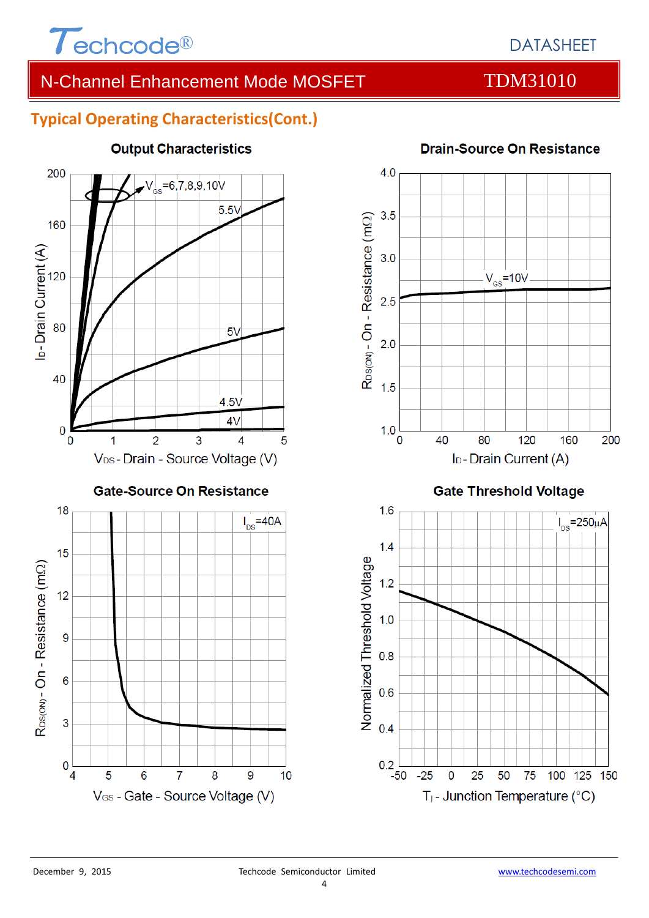## Typical Operating Characteristics(Cont.)

### Output Characteristics

$I_D$ - Drain Current (A) vs. $V_{DS}$ - Drain - Source Voltage (V)

$V_{GS}$=6,7,8,9,10V; 5.5V; 5V; 4.5V; 4V

### Drain-Source On Resistance

$R_{DS(ON)}$ - On - Resistance (mΩ) vs. $I_D$ - Drain Current (A)

$V_{GS}$=10V

### Gate-Source On Resistance

$R_{DS(ON)}$ - On - Resistance (mΩ) vs. $V_{GS}$ - Gate - Source Voltage (V)

$I_{DS}$=40A

### Gate Threshold Voltage

Normalized Threshold Voltage vs. $T_j$ - Junction Temperature (°C)

$I_{DS}$=250μA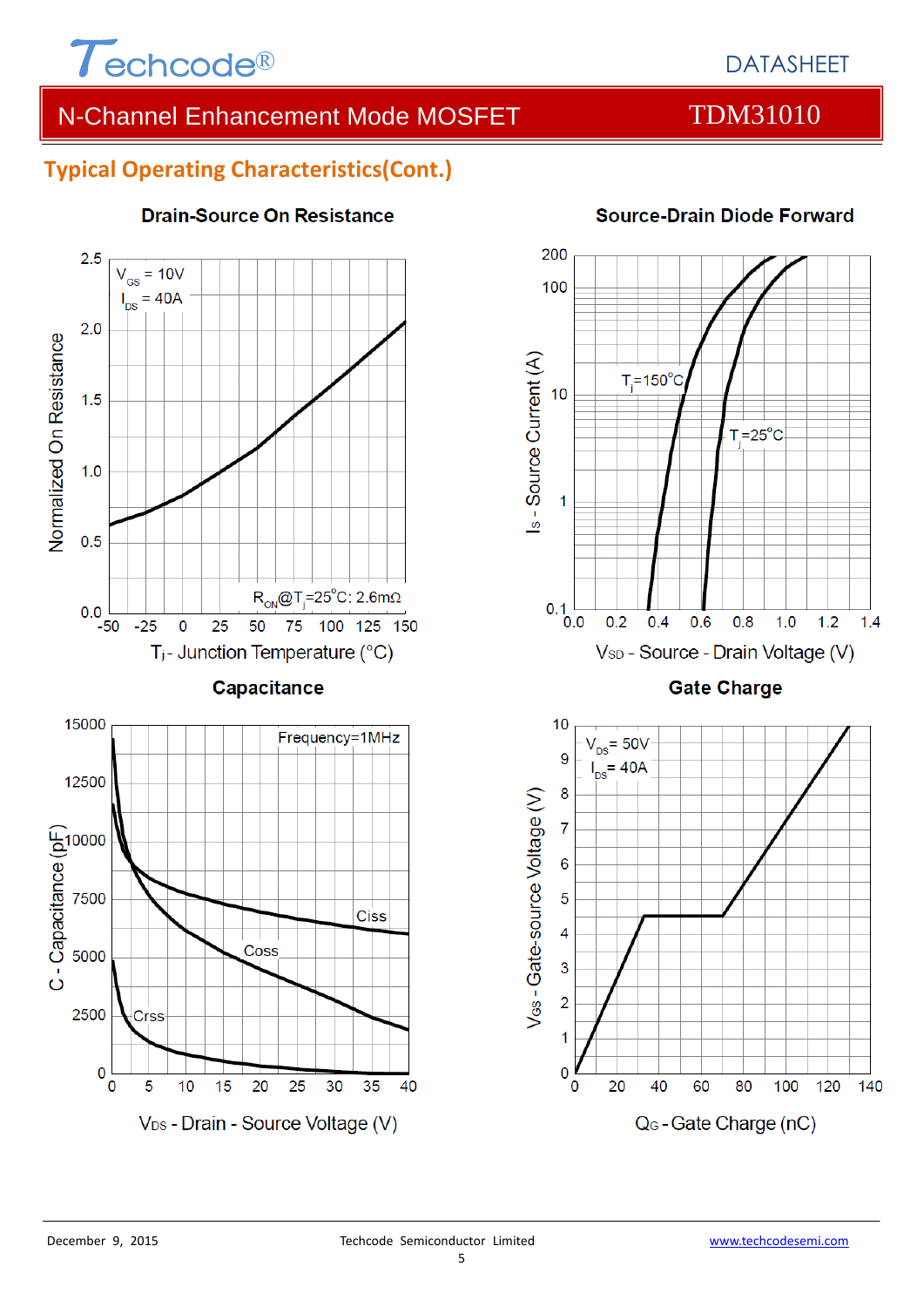## Typical Operating Characteristics(Cont.)

**Drain-Source On Resistance**

$V_{GS}$ = 10V
$I_{DS}$ = 40A

$R_{ON}$@$T_j$=25°C: 2.6mΩ

Normalized On Resistance

$T_j$ - Junction Temperature (°C)

**Source-Drain Diode Forward**

$T_j$=150°C

$T_j$=25°C

$I_S$ - Source Current (A)

$V_{SD}$ - Source - Drain Voltage (V)

**Capacitance**

Frequency=1MHz

Ciss

Coss

Crss

C - Capacitance (pF)

$V_{DS}$ - Drain - Source Voltage (V)

**Gate Charge**

$V_{DS}$= 50V
$I_{DS}$= 40A

$V_{GS}$ - Gate-source Voltage (V)

$Q_G$ - Gate Charge (nC)

December 9, 2015 Techcode Semiconductor Limited www.techcodesemi.com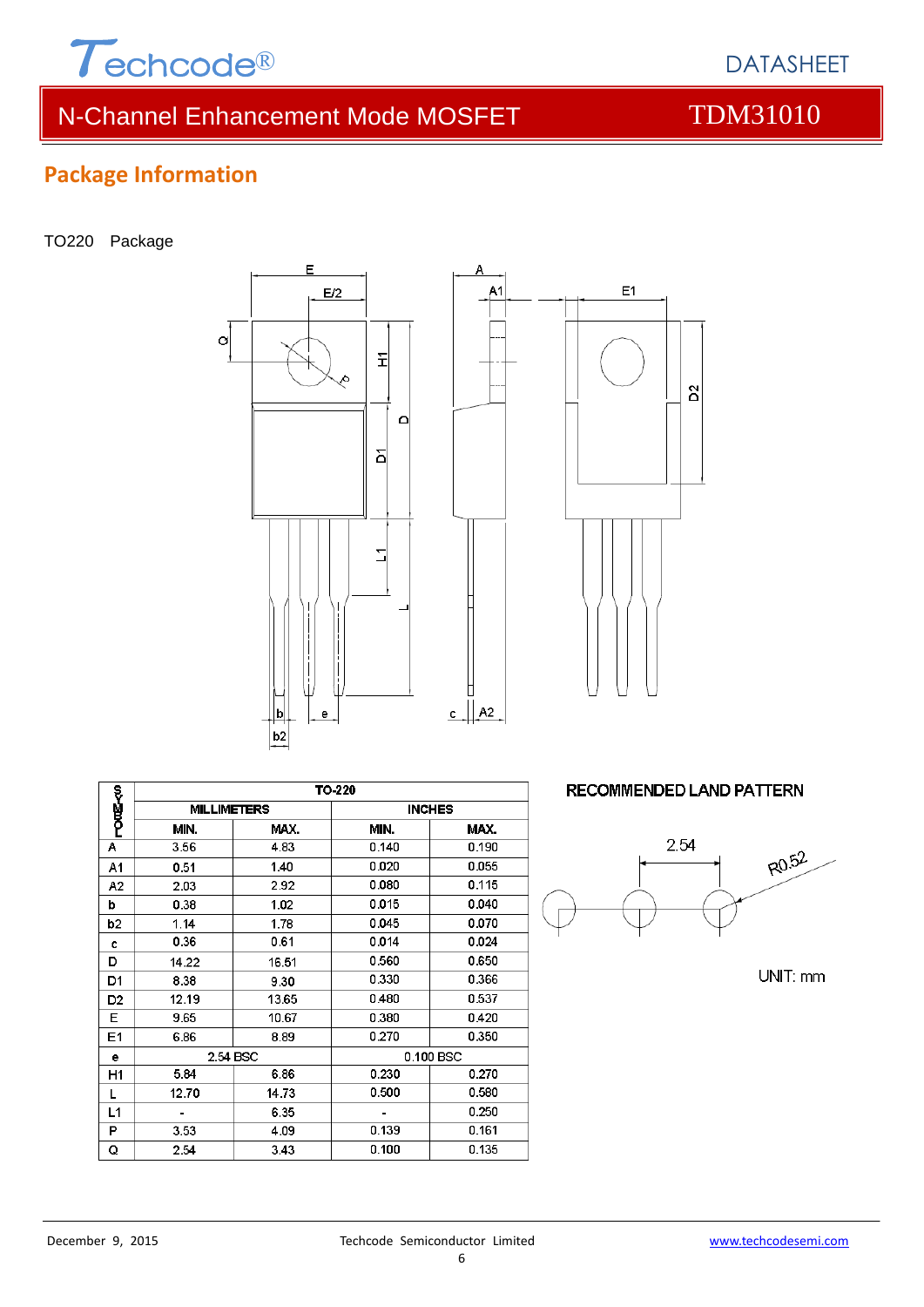## Package Information

TO220 Package

| SYMBOL | TO-220 | | | |
|---|---|---|---|---|
| | MILLIMETERS | | INCHES | |
| | MIN. | MAX. | MIN. | MAX. |
| A | 3.56 | 4.83 | 0.140 | 0.190 |
| A1 | 0.51 | 1.40 | 0.020 | 0.055 |
| A2 | 2.03 | 2.92 | 0.080 | 0.115 |
| b | 0.38 | 1.02 | 0.015 | 0.040 |
| b2 | 1.14 | 1.78 | 0.045 | 0.070 |
| c | 0.36 | 0.61 | 0.014 | 0.024 |
| D | 14.22 | 16.51 | 0.560 | 0.650 |
| D1 | 8.38 | 9.30 | 0.330 | 0.366 |
| D2 | 12.19 | 13.65 | 0.480 | 0.537 |
| E | 9.65 | 10.67 | 0.380 | 0.420 |
| E1 | 6.86 | 8.89 | 0.270 | 0.350 |
| e | 2.54 BSC | | 0.100 BSC | |
| H1 | 5.84 | 6.86 | 0.230 | 0.270 |
| L | 12.70 | 14.73 | 0.500 | 0.580 |
| L1 | - | 6.35 | - | 0.250 |
| P | 3.53 | 4.09 | 0.139 | 0.161 |
| Q | 2.54 | 3.43 | 0.100 | 0.135 |

RECOMMENDED LAND PATTERN

2.54

R0.52

UNIT: mm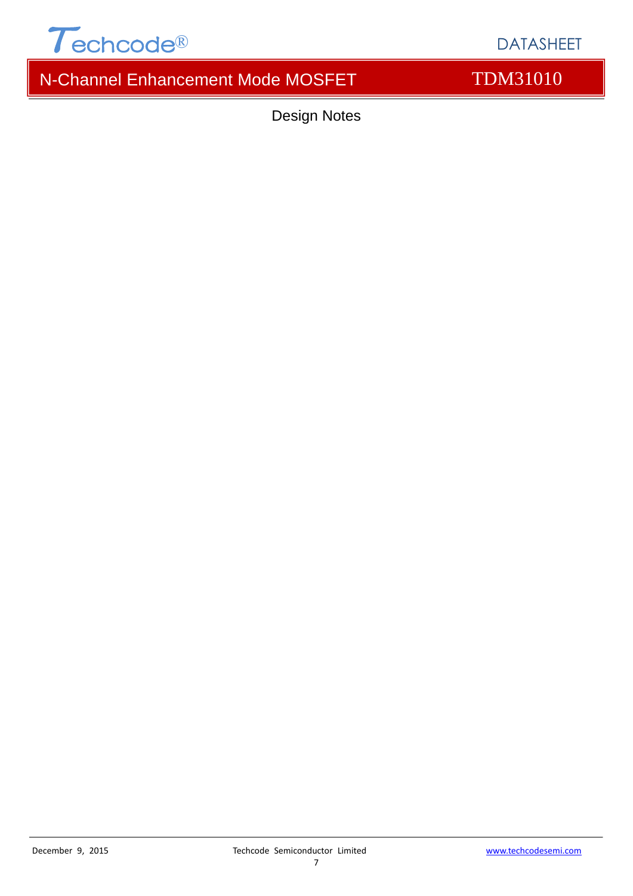Design Notes